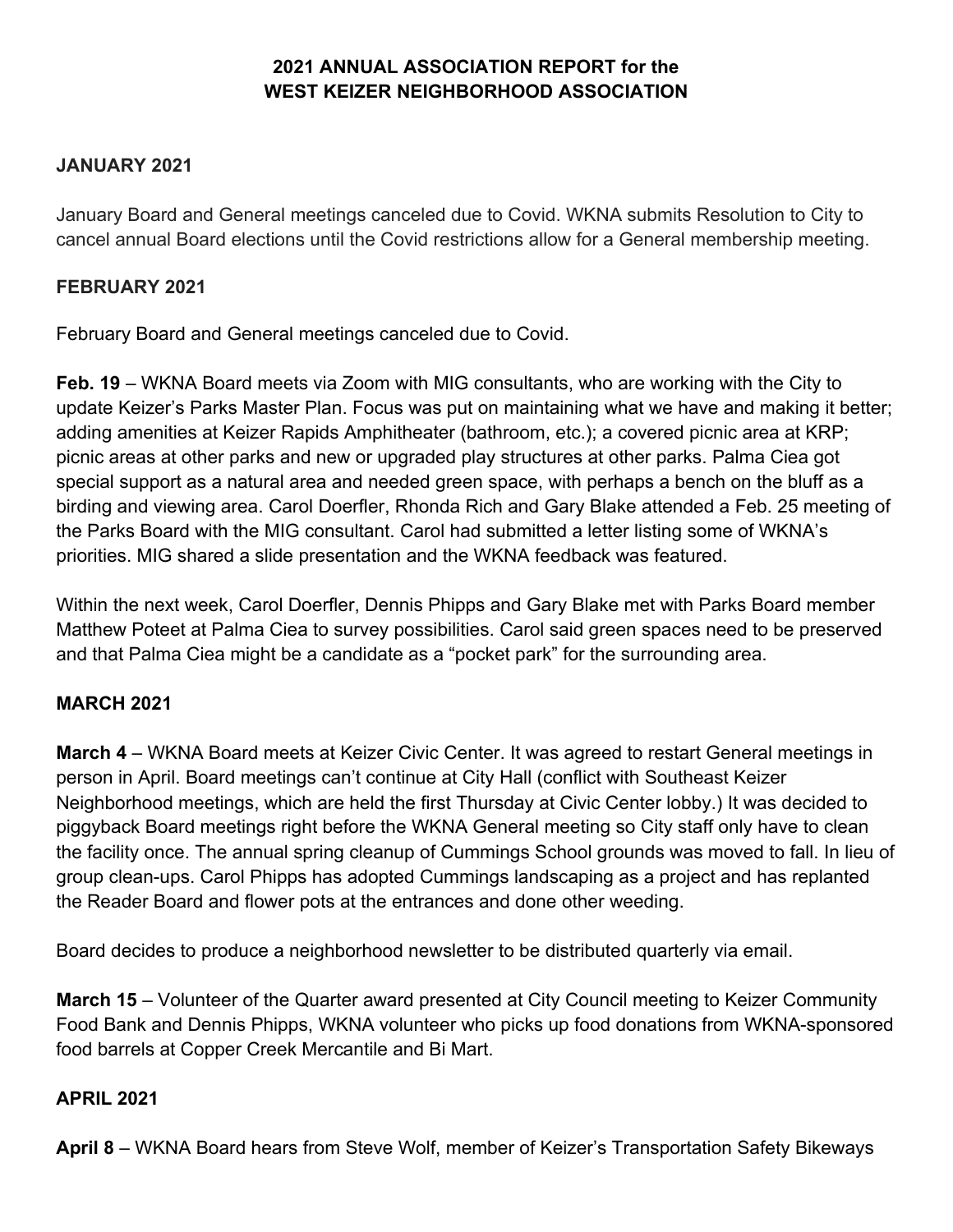# 2021 ANNUAL ASSOCIATION REPORT for the WEST KEIZER NEIGHBORHOOD ASSOCIATION

## JANUARY 2021

January Board and General meetings canceled due to Covid. WKNA submits Resolution to City to cancel annual Board elections until the Covid restrictions allow for a General membership meeting.

## FEBRUARY 2021

February Board and General meetings canceled due to Covid.

**Feb. 19** – WKNA Board meets via Zoom with MIG consultants, who are working with the City to update Keizer's Parks Master Plan. Focus was put on maintaining what we have and making it better; adding amenities at Keizer Rapids Amphitheater (bathroom, etc.); a covered picnic area at KRP; picnic areas at other parks and new or upgraded play structures at other parks. Palma Ciea got special support as a natural area and needed green space, with perhaps a bench on the bluff as a birding and viewing area. Carol Doerfler, Rhonda Rich and Gary Blake attended a Feb. 25 meeting of the Parks Board with the MIG consultant. Carol had submitted a letter listing some of WKNA's priorities. MIG shared a slide presentation and the WKNA feedback was featured.

Within the next week, Carol Doerfler, Dennis Phipps and Gary Blake met with Parks Board member Matthew Poteet at Palma Ciea to survey possibilities. Carol said green spaces need to be preserved and that Palma Ciea might be a candidate as a "pocket park" for the surrounding area.

## MARCH 2021

**March 4** – WKNA Board meets at Keizer Civic Center. It was agreed to restart General meetings in person in April. Board meetings can't continue at City Hall (conflict with Southeast Keizer Neighborhood meetings, which are held the first Thursday at Civic Center lobby.) It was decided to piggyback Board meetings right before the WKNA General meeting so City staff only have to clean the facility once. The annual spring cleanup of Cummings School grounds was moved to fall. In lieu of group clean-ups. Carol Phipps has adopted Cummings landscaping as a project and has replanted the Reader Board and flower pots at the entrances and done other weeding.

Board decides to produce a neighborhood newsletter to be distributed quarterly via email.

**March 15** – Volunteer of the Quarter award presented at City Council meeting to Keizer Community Food Bank and Dennis Phipps, WKNA volunteer who picks up food donations from WKNA-sponsored food barrels at Copper Creek Mercantile and Bi Mart.

## APRIL 2021

**April 8** – WKNA Board hears from Steve Wolf, member of Keizer's Transportation Safety Bikeways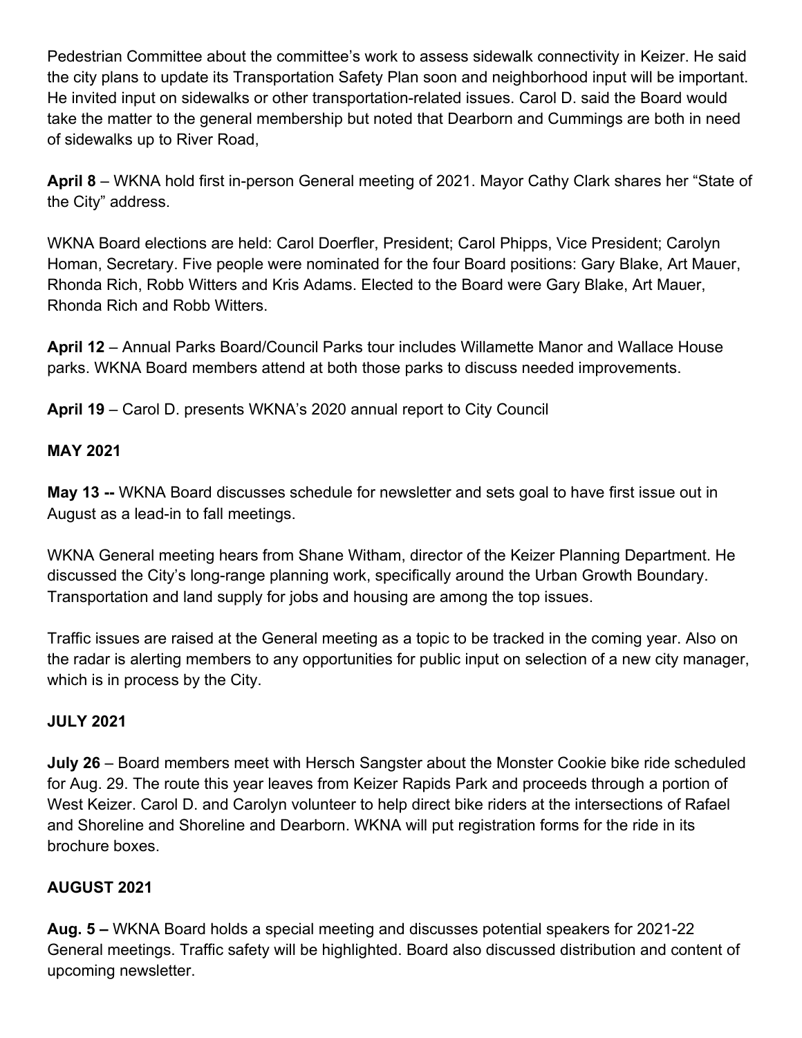Pedestrian Committee about the committee's work to assess sidewalk connectivity in Keizer. He said the city plans to update its Transportation Safety Plan soon and neighborhood input will be important. He invited input on sidewalks or other transportation-related issues. Carol D. said the Board would take the matter to the general membership but noted that Dearborn and Cummings are both in need of sidewalks up to River Road,

**April 8** – WKNA hold first in-person General meeting of 2021. Mayor Cathy Clark shares her "State of the City" address.

WKNA Board elections are held: Carol Doerfler, President; Carol Phipps, Vice President; Carolyn Homan, Secretary. Five people were nominated for the four Board positions: Gary Blake, Art Mauer, Rhonda Rich, Robb Witters and Kris Adams. Elected to the Board were Gary Blake, Art Mauer, Rhonda Rich and Robb Witters.

**April 12** – Annual Parks Board/Council Parks tour includes Willamette Manor and Wallace House parks. WKNA Board members attend at both those parks to discuss needed improvements.

**April 19** – Carol D. presents WKNA's 2020 annual report to City Council

**MAY 2021**

**May 13 --** WKNA Board discusses schedule for newsletter and sets goal to have first issue out in August as a lead-in to fall meetings.

WKNA General meeting hears from Shane Witham, director of the Keizer Planning Department. He discussed the City's long-range planning work, specifically around the Urban Growth Boundary. Transportation and land supply for jobs and housing are among the top issues.

Traffic issues are raised at the General meeting as a topic to be tracked in the coming year. Also on the radar is alerting members to any opportunities for public input on selection of a new city manager, which is in process by the City.

**JULY 2021**

**July 26** – Board members meet with Hersch Sangster about the Monster Cookie bike ride scheduled for Aug. 29. The route this year leaves from Keizer Rapids Park and proceeds through a portion of West Keizer. Carol D. and Carolyn volunteer to help direct bike riders at the intersections of Rafael and Shoreline and Shoreline and Dearborn. WKNA will put registration forms for the ride in its brochure boxes.

**AUGUST 2021**

**Aug. 5 –** WKNA Board holds a special meeting and discusses potential speakers for 2021-22 General meetings. Traffic safety will be highlighted. Board also discussed distribution and content of upcoming newsletter.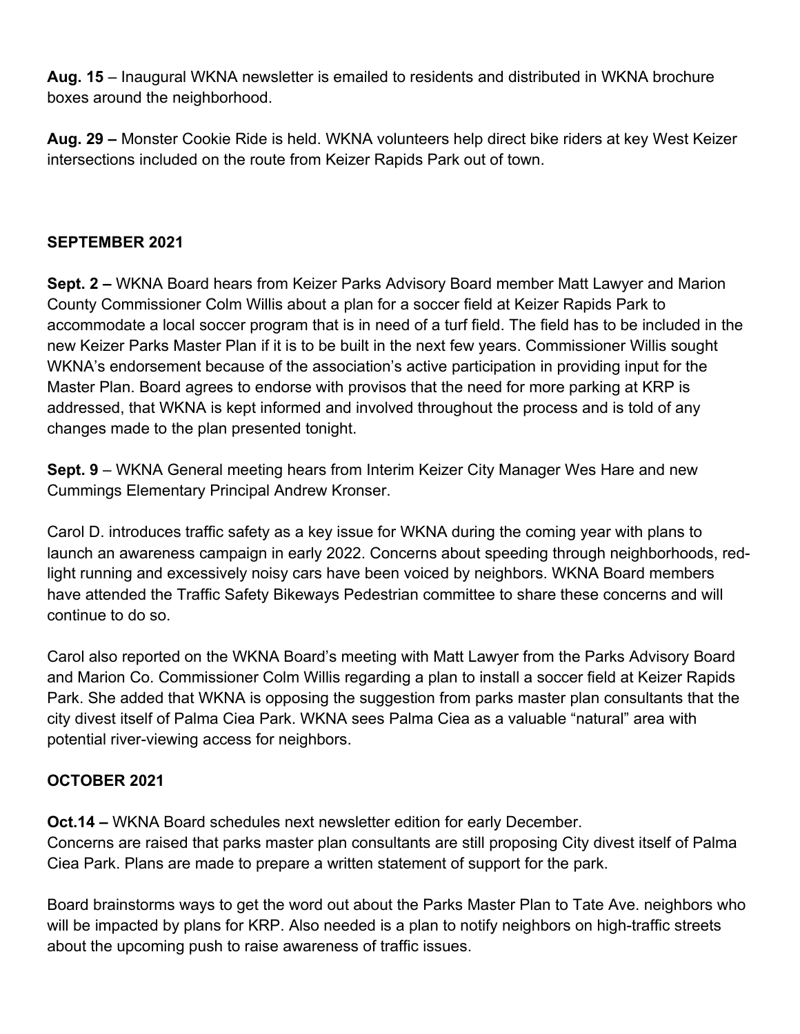**Aug. 15** – Inaugural WKNA newsletter is emailed to residents and distributed in WKNA brochure boxes around the neighborhood.

**Aug. 29 –** Monster Cookie Ride is held. WKNA volunteers help direct bike riders at key West Keizer intersections included on the route from Keizer Rapids Park out of town.

## SEPTEMBER 2021

**Sept. 2 –** WKNA Board hears from Keizer Parks Advisory Board member Matt Lawyer and Marion County Commissioner Colm Willis about a plan for a soccer field at Keizer Rapids Park to accommodate a local soccer program that is in need of a turf field. The field has to be included in the new Keizer Parks Master Plan if it is to be built in the next few years. Commissioner Willis sought WKNA's endorsement because of the association's active participation in providing input for the Master Plan. Board agrees to endorse with provisos that the need for more parking at KRP is addressed, that WKNA is kept informed and involved throughout the process and is told of any changes made to the plan presented tonight.

**Sept. 9** – WKNA General meeting hears from Interim Keizer City Manager Wes Hare and new Cummings Elementary Principal Andrew Kronser.

Carol D. introduces traffic safety as a key issue for WKNA during the coming year with plans to launch an awareness campaign in early 2022. Concerns about speeding through neighborhoods, red-light running and excessively noisy cars have been voiced by neighbors. WKNA Board members have attended the Traffic Safety Bikeways Pedestrian committee to share these concerns and will continue to do so.

Carol also reported on the WKNA Board's meeting with Matt Lawyer from the Parks Advisory Board and Marion Co. Commissioner Colm Willis regarding a plan to install a soccer field at Keizer Rapids Park. She added that WKNA is opposing the suggestion from parks master plan consultants that the city divest itself of Palma Ciea Park. WKNA sees Palma Ciea as a valuable "natural" area with potential river-viewing access for neighbors.

## OCTOBER 2021

**Oct.14 –** WKNA Board schedules next newsletter edition for early December.
Concerns are raised that parks master plan consultants are still proposing City divest itself of Palma Ciea Park. Plans are made to prepare a written statement of support for the park.

Board brainstorms ways to get the word out about the Parks Master Plan to Tate Ave. neighbors who will be impacted by plans for KRP. Also needed is a plan to notify neighbors on high-traffic streets about the upcoming push to raise awareness of traffic issues.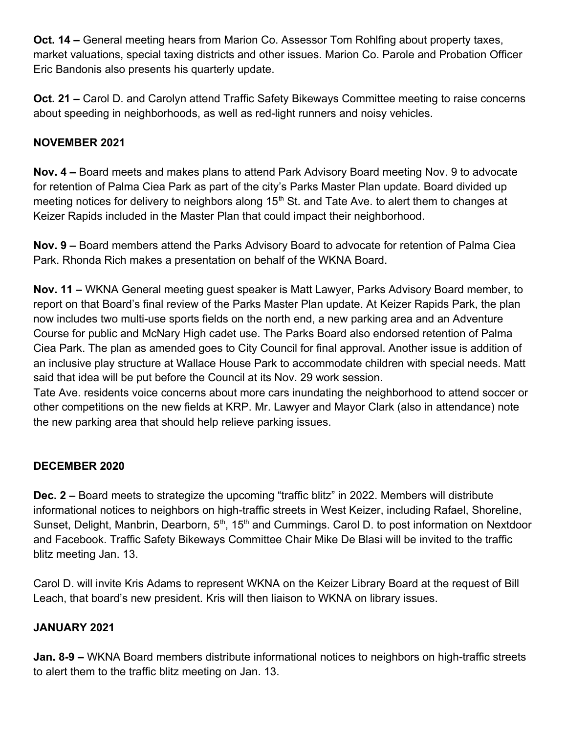**Oct. 14 –** General meeting hears from Marion Co. Assessor Tom Rohlfing about property taxes, market valuations, special taxing districts and other issues. Marion Co. Parole and Probation Officer Eric Bandonis also presents his quarterly update.

**Oct. 21 –** Carol D. and Carolyn attend Traffic Safety Bikeways Committee meeting to raise concerns about speeding in neighborhoods, as well as red-light runners and noisy vehicles.

**NOVEMBER 2021**

**Nov. 4 –** Board meets and makes plans to attend Park Advisory Board meeting Nov. 9 to advocate for retention of Palma Ciea Park as part of the city's Parks Master Plan update. Board divided up meeting notices for delivery to neighbors along 15th St. and Tate Ave. to alert them to changes at Keizer Rapids included in the Master Plan that could impact their neighborhood.

**Nov. 9 –** Board members attend the Parks Advisory Board to advocate for retention of Palma Ciea Park. Rhonda Rich makes a presentation on behalf of the WKNA Board.

**Nov. 11 –** WKNA General meeting guest speaker is Matt Lawyer, Parks Advisory Board member, to report on that Board's final review of the Parks Master Plan update. At Keizer Rapids Park, the plan now includes two multi-use sports fields on the north end, a new parking area and an Adventure Course for public and McNary High cadet use. The Parks Board also endorsed retention of Palma Ciea Park. The plan as amended goes to City Council for final approval. Another issue is addition of an inclusive play structure at Wallace House Park to accommodate children with special needs. Matt said that idea will be put before the Council at its Nov. 29 work session.
Tate Ave. residents voice concerns about more cars inundating the neighborhood to attend soccer or other competitions on the new fields at KRP. Mr. Lawyer and Mayor Clark (also in attendance) note the new parking area that should help relieve parking issues.

**DECEMBER 2020**

**Dec. 2 –** Board meets to strategize the upcoming "traffic blitz" in 2022. Members will distribute informational notices to neighbors on high-traffic streets in West Keizer, including Rafael, Shoreline, Sunset, Delight, Manbrin, Dearborn, 5th, 15th and Cummings. Carol D. to post information on Nextdoor and Facebook. Traffic Safety Bikeways Committee Chair Mike De Blasi will be invited to the traffic blitz meeting Jan. 13.

Carol D. will invite Kris Adams to represent WKNA on the Keizer Library Board at the request of Bill Leach, that board's new president. Kris will then liaison to WKNA on library issues.

**JANUARY 2021**

**Jan. 8-9 –** WKNA Board members distribute informational notices to neighbors on high-traffic streets to alert them to the traffic blitz meeting on Jan. 13.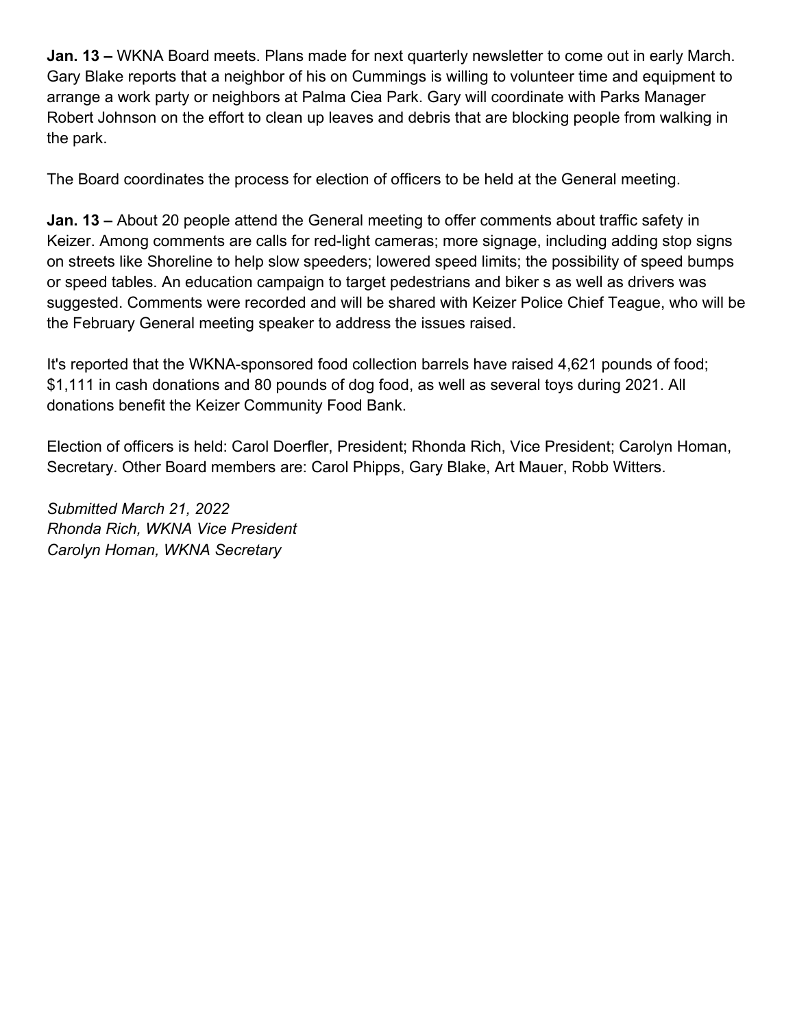**Jan. 13 –** WKNA Board meets. Plans made for next quarterly newsletter to come out in early March. Gary Blake reports that a neighbor of his on Cummings is willing to volunteer time and equipment to arrange a work party or neighbors at Palma Ciea Park. Gary will coordinate with Parks Manager Robert Johnson on the effort to clean up leaves and debris that are blocking people from walking in the park.

The Board coordinates the process for election of officers to be held at the General meeting.

**Jan. 13 –** About 20 people attend the General meeting to offer comments about traffic safety in Keizer. Among comments are calls for red-light cameras; more signage, including adding stop signs on streets like Shoreline to help slow speeders; lowered speed limits; the possibility of speed bumps or speed tables. An education campaign to target pedestrians and biker s as well as drivers was suggested. Comments were recorded and will be shared with Keizer Police Chief Teague, who will be the February General meeting speaker to address the issues raised.

It's reported that the WKNA-sponsored food collection barrels have raised 4,621 pounds of food; $1,111 in cash donations and 80 pounds of dog food, as well as several toys during 2021. All donations benefit the Keizer Community Food Bank.

Election of officers is held: Carol Doerfler, President; Rhonda Rich, Vice President; Carolyn Homan, Secretary. Other Board members are: Carol Phipps, Gary Blake, Art Mauer, Robb Witters.

*Submitted March 21, 2022*
*Rhonda Rich, WKNA Vice President*
*Carolyn Homan, WKNA Secretary*